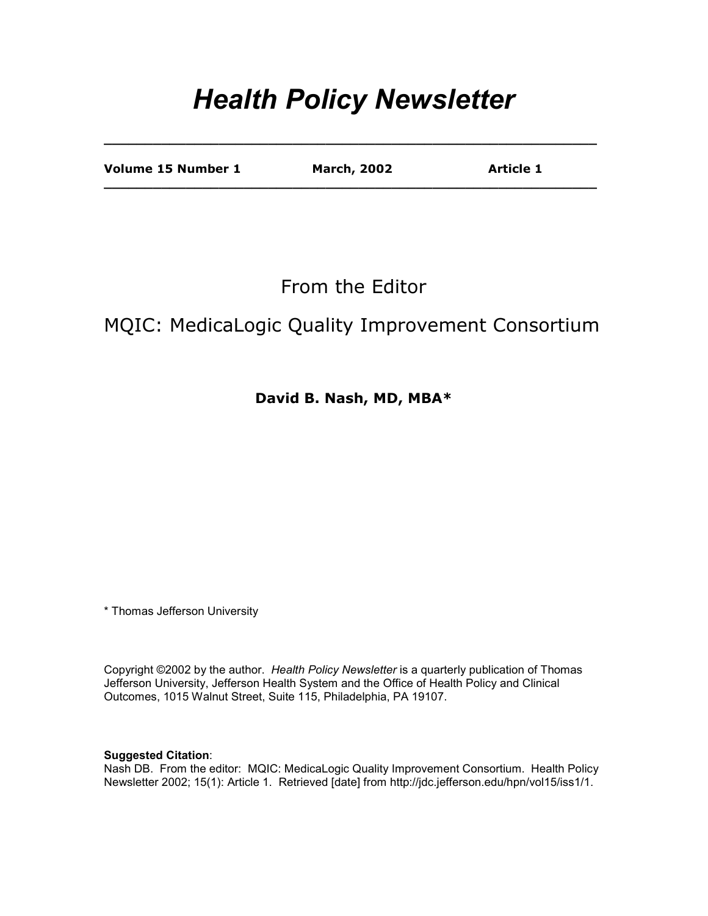# *Health Policy Newsletter*

**Volume 15 Number 1** **March, 2002** **Article 1**

## From the Editor

## MQIC: MedicaLogic Quality Improvement Consortium

**David B. Nash, MD, MBA***

\* Thomas Jefferson University

Copyright ©2002 by the author. *Health Policy Newsletter* is a quarterly publication of Thomas Jefferson University, Jefferson Health System and the Office of Health Policy and Clinical Outcomes, 1015 Walnut Street, Suite 115, Philadelphia, PA 19107.

**Suggested Citation**:
Nash DB. From the editor: MQIC: MedicaLogic Quality Improvement Consortium. Health Policy Newsletter 2002; 15(1): Article 1. Retrieved [date] from http://jdc.jefferson.edu/hpn/vol15/iss1/1.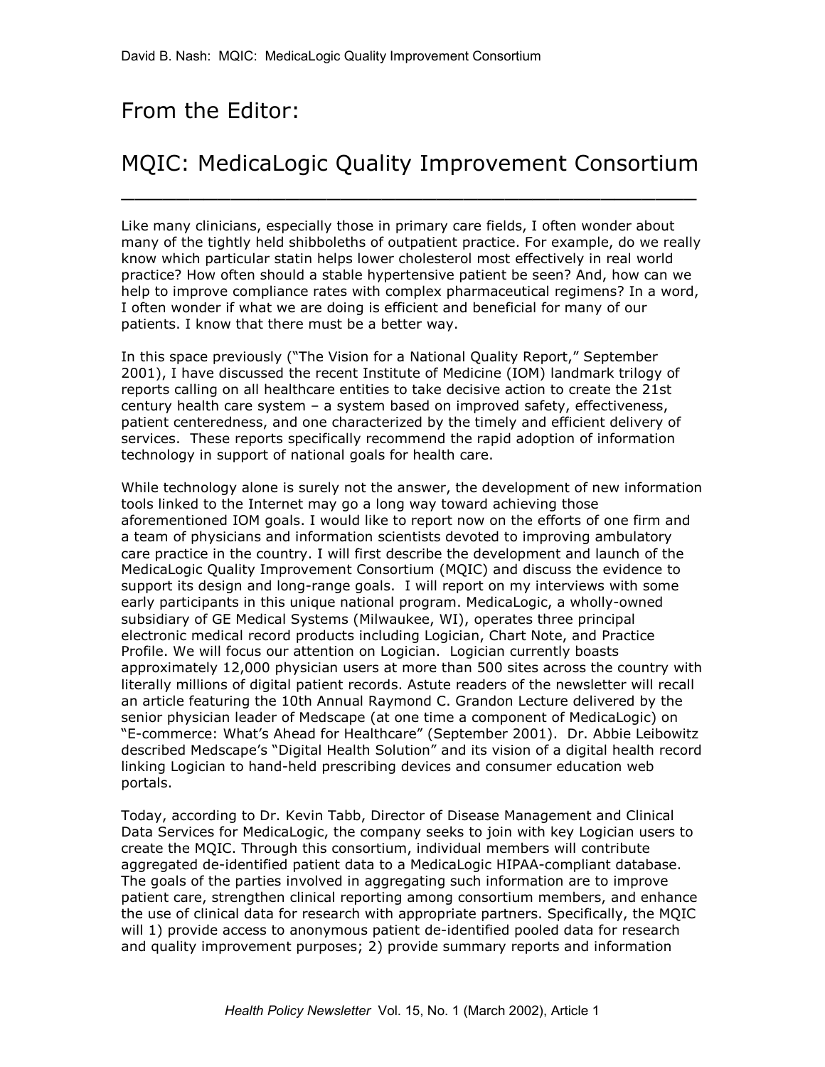# From the Editor:

# MQIC: MedicaLogic Quality Improvement Consortium

Like many clinicians, especially those in primary care fields, I often wonder about many of the tightly held shibboleths of outpatient practice. For example, do we really know which particular statin helps lower cholesterol most effectively in real world practice? How often should a stable hypertensive patient be seen? And, how can we help to improve compliance rates with complex pharmaceutical regimens? In a word, I often wonder if what we are doing is efficient and beneficial for many of our patients. I know that there must be a better way.

In this space previously ("The Vision for a National Quality Report," September 2001), I have discussed the recent Institute of Medicine (IOM) landmark trilogy of reports calling on all healthcare entities to take decisive action to create the 21st century health care system – a system based on improved safety, effectiveness, patient centeredness, and one characterized by the timely and efficient delivery of services. These reports specifically recommend the rapid adoption of information technology in support of national goals for health care.

While technology alone is surely not the answer, the development of new information tools linked to the Internet may go a long way toward achieving those aforementioned IOM goals. I would like to report now on the efforts of one firm and a team of physicians and information scientists devoted to improving ambulatory care practice in the country. I will first describe the development and launch of the MedicaLogic Quality Improvement Consortium (MQIC) and discuss the evidence to support its design and long-range goals. I will report on my interviews with some early participants in this unique national program. MedicaLogic, a wholly-owned subsidiary of GE Medical Systems (Milwaukee, WI), operates three principal electronic medical record products including Logician, Chart Note, and Practice Profile. We will focus our attention on Logician. Logician currently boasts approximately 12,000 physician users at more than 500 sites across the country with literally millions of digital patient records. Astute readers of the newsletter will recall an article featuring the 10th Annual Raymond C. Grandon Lecture delivered by the senior physician leader of Medscape (at one time a component of MedicaLogic) on "E-commerce: What's Ahead for Healthcare" (September 2001). Dr. Abbie Leibowitz described Medscape's "Digital Health Solution" and its vision of a digital health record linking Logician to hand-held prescribing devices and consumer education web portals.

Today, according to Dr. Kevin Tabb, Director of Disease Management and Clinical Data Services for MedicaLogic, the company seeks to join with key Logician users to create the MQIC. Through this consortium, individual members will contribute aggregated de-identified patient data to a MedicaLogic HIPAA-compliant database. The goals of the parties involved in aggregating such information are to improve patient care, strengthen clinical reporting among consortium members, and enhance the use of clinical data for research with appropriate partners. Specifically, the MQIC will 1) provide access to anonymous patient de-identified pooled data for research and quality improvement purposes; 2) provide summary reports and information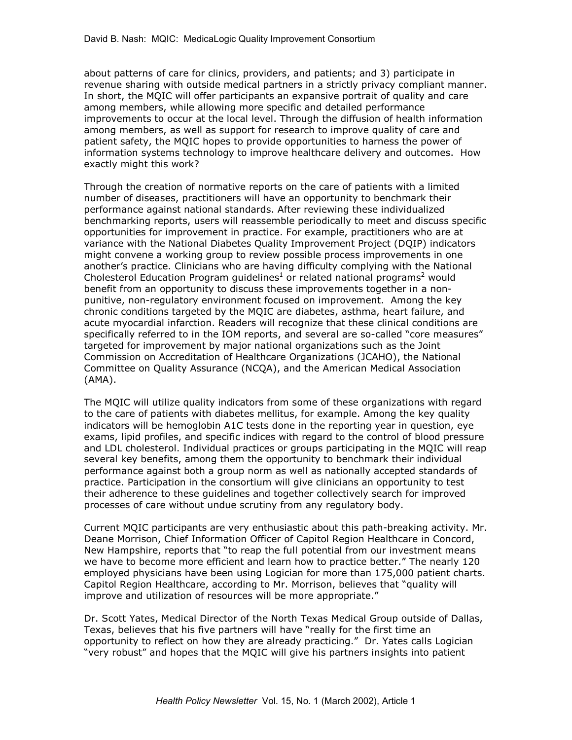about patterns of care for clinics, providers, and patients; and 3) participate in revenue sharing with outside medical partners in a strictly privacy compliant manner. In short, the MQIC will offer participants an expansive portrait of quality and care among members, while allowing more specific and detailed performance improvements to occur at the local level. Through the diffusion of health information among members, as well as support for research to improve quality of care and patient safety, the MQIC hopes to provide opportunities to harness the power of information systems technology to improve healthcare delivery and outcomes. How exactly might this work?

Through the creation of normative reports on the care of patients with a limited number of diseases, practitioners will have an opportunity to benchmark their performance against national standards. After reviewing these individualized benchmarking reports, users will reassemble periodically to meet and discuss specific opportunities for improvement in practice. For example, practitioners who are at variance with the National Diabetes Quality Improvement Project (DQIP) indicators might convene a working group to review possible process improvements in one another's practice. Clinicians who are having difficulty complying with the National Cholesterol Education Program guidelines[1] or related national programs[2] would benefit from an opportunity to discuss these improvements together in a non-punitive, non-regulatory environment focused on improvement. Among the key chronic conditions targeted by the MQIC are diabetes, asthma, heart failure, and acute myocardial infarction. Readers will recognize that these clinical conditions are specifically referred to in the IOM reports, and several are so-called "core measures" targeted for improvement by major national organizations such as the Joint Commission on Accreditation of Healthcare Organizations (JCAHO), the National Committee on Quality Assurance (NCQA), and the American Medical Association (AMA).

The MQIC will utilize quality indicators from some of these organizations with regard to the care of patients with diabetes mellitus, for example. Among the key quality indicators will be hemoglobin A1C tests done in the reporting year in question, eye exams, lipid profiles, and specific indices with regard to the control of blood pressure and LDL cholesterol. Individual practices or groups participating in the MQIC will reap several key benefits, among them the opportunity to benchmark their individual performance against both a group norm as well as nationally accepted standards of practice. Participation in the consortium will give clinicians an opportunity to test their adherence to these guidelines and together collectively search for improved processes of care without undue scrutiny from any regulatory body.

Current MQIC participants are very enthusiastic about this path-breaking activity. Mr. Deane Morrison, Chief Information Officer of Capitol Region Healthcare in Concord, New Hampshire, reports that "to reap the full potential from our investment means we have to become more efficient and learn how to practice better." The nearly 120 employed physicians have been using Logician for more than 175,000 patient charts. Capitol Region Healthcare, according to Mr. Morrison, believes that "quality will improve and utilization of resources will be more appropriate."

Dr. Scott Yates, Medical Director of the North Texas Medical Group outside of Dallas, Texas, believes that his five partners will have "really for the first time an opportunity to reflect on how they are already practicing." Dr. Yates calls Logician "very robust" and hopes that the MQIC will give his partners insights into patient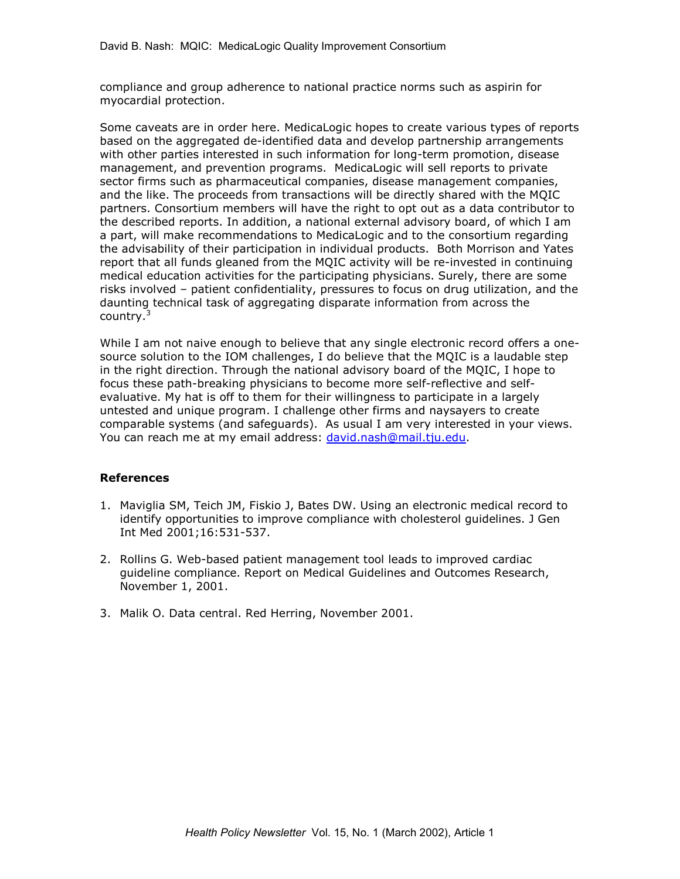compliance and group adherence to national practice norms such as aspirin for myocardial protection.

Some caveats are in order here. MedicaLogic hopes to create various types of reports based on the aggregated de-identified data and develop partnership arrangements with other parties interested in such information for long-term promotion, disease management, and prevention programs. MedicaLogic will sell reports to private sector firms such as pharmaceutical companies, disease management companies, and the like. The proceeds from transactions will be directly shared with the MQIC partners. Consortium members will have the right to opt out as a data contributor to the described reports. In addition, a national external advisory board, of which I am a part, will make recommendations to MedicaLogic and to the consortium regarding the advisability of their participation in individual products. Both Morrison and Yates report that all funds gleaned from the MQIC activity will be re-invested in continuing medical education activities for the participating physicians. Surely, there are some risks involved – patient confidentiality, pressures to focus on drug utilization, and the daunting technical task of aggregating disparate information from across the country.[3]

While I am not naive enough to believe that any single electronic record offers a one-source solution to the IOM challenges, I do believe that the MQIC is a laudable step in the right direction. Through the national advisory board of the MQIC, I hope to focus these path-breaking physicians to become more self-reflective and self-evaluative. My hat is off to them for their willingness to participate in a largely untested and unique program. I challenge other firms and naysayers to create comparable systems (and safeguards). As usual I am very interested in your views. You can reach me at my email address: david.nash@mail.tju.edu.

## References

1. Maviglia SM, Teich JM, Fiskio J, Bates DW. Using an electronic medical record to identify opportunities to improve compliance with cholesterol guidelines. J Gen Int Med 2001;16:531-537.

2. Rollins G. Web-based patient management tool leads to improved cardiac guideline compliance. Report on Medical Guidelines and Outcomes Research, November 1, 2001.

3. Malik O. Data central. Red Herring, November 2001.